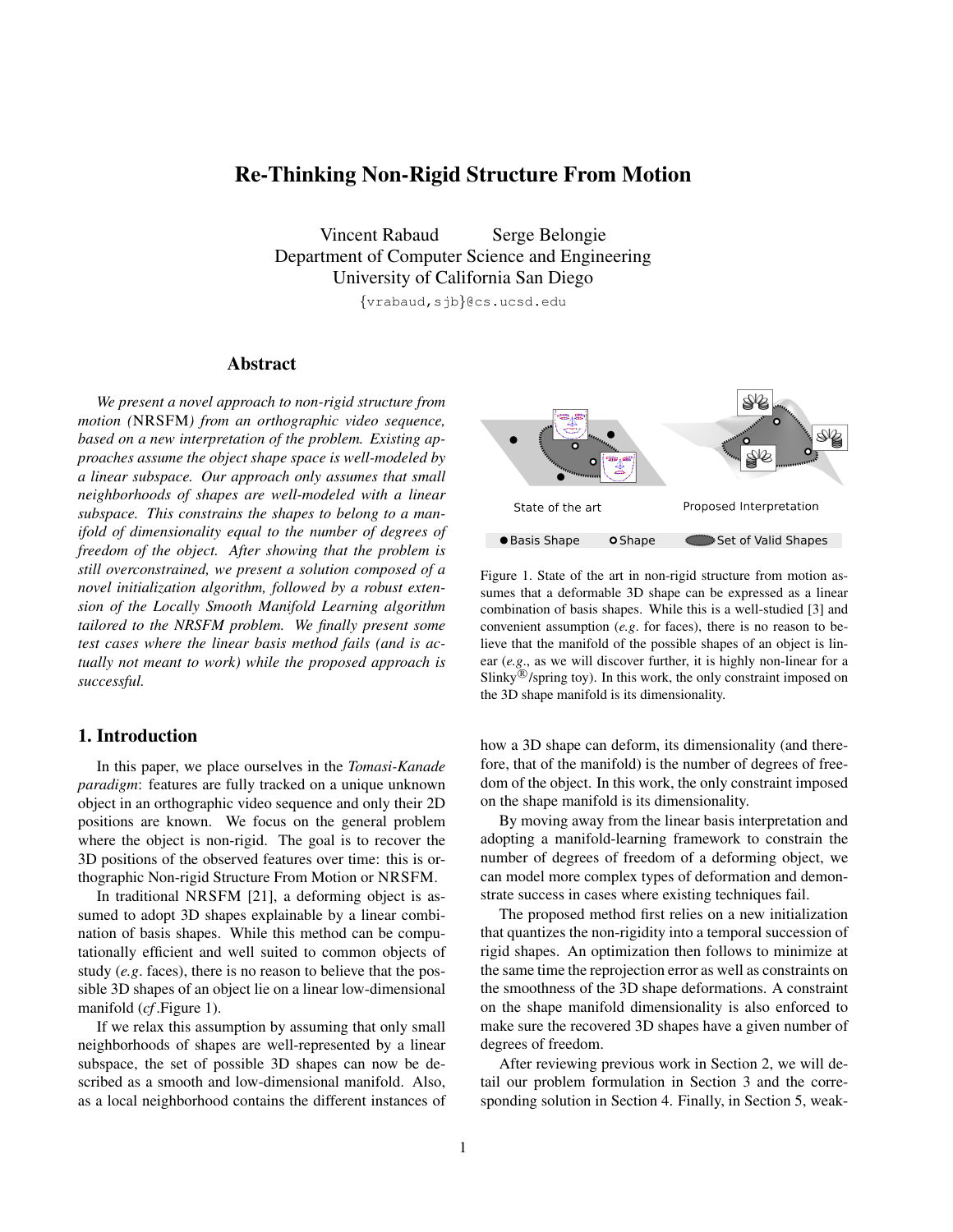# Re-Thinking Non-Rigid Structure From Motion

Vincent Rabaud Serge Belongie
Department of Computer Science and Engineering
University of California San Diego

{vrabaud,sjb}@cs.ucsd.edu

## Abstract

*We present a novel approach to non-rigid structure from motion (*NRSFM*) from an orthographic video sequence, based on a new interpretation of the problem. Existing approaches assume the object shape space is well-modeled by a linear subspace. Our approach only assumes that small neighborhoods of shapes are well-modeled with a linear subspace. This constrains the shapes to belong to a manifold of dimensionality equal to the number of degrees of freedom of the object. After showing that the problem is still overconstrained, we present a solution composed of a novel initialization algorithm, followed by a robust extension of the Locally Smooth Manifold Learning algorithm tailored to the NRSFM problem. We finally present some test cases where the linear basis method fails (and is actually not meant to work) while the proposed approach is successful.*

State of the art — Proposed Interpretation

● Basis Shape ○ Shape — Set of Valid Shapes

Figure 1. State of the art in non-rigid structure from motion assumes that a deformable 3D shape can be expressed as a linear combination of basis shapes. While this is a well-studied [3] and convenient assumption (*e.g.* for faces), there is no reason to believe that the manifold of the possible shapes of an object is linear (*e.g.*, as we will discover further, it is highly non-linear for a Slinky®/spring toy). In this work, the only constraint imposed on the 3D shape manifold is its dimensionality.

## 1. Introduction

In this paper, we place ourselves in the *Tomasi-Kanade paradigm*: features are fully tracked on a unique unknown object in an orthographic video sequence and only their 2D positions are known. We focus on the general problem where the object is non-rigid. The goal is to recover the 3D positions of the observed features over time: this is orthographic Non-rigid Structure From Motion or NRSFM.

In traditional NRSFM [21], a deforming object is assumed to adopt 3D shapes explainable by a linear combination of basis shapes. While this method can be computationally efficient and well suited to common objects of study (*e.g.* faces), there is no reason to believe that the possible 3D shapes of an object lie on a linear low-dimensional manifold (*cf.*Figure 1).

If we relax this assumption by assuming that only small neighborhoods of shapes are well-represented by a linear subspace, the set of possible 3D shapes can now be described as a smooth and low-dimensional manifold. Also, as a local neighborhood contains the different instances of how a 3D shape can deform, its dimensionality (and therefore, that of the manifold) is the number of degrees of freedom of the object. In this work, the only constraint imposed on the shape manifold is its dimensionality.

By moving away from the linear basis interpretation and adopting a manifold-learning framework to constrain the number of degrees of freedom of a deforming object, we can model more complex types of deformation and demonstrate success in cases where existing techniques fail.

The proposed method first relies on a new initialization that quantizes the non-rigidity into a temporal succession of rigid shapes. An optimization then follows to minimize at the same time the reprojection error as well as constraints on the smoothness of the 3D shape deformations. A constraint on the shape manifold dimensionality is also enforced to make sure the recovered 3D shapes have a given number of degrees of freedom.

After reviewing previous work in Section 2, we will detail our problem formulation in Section 3 and the corresponding solution in Section 4. Finally, in Section 5, weak-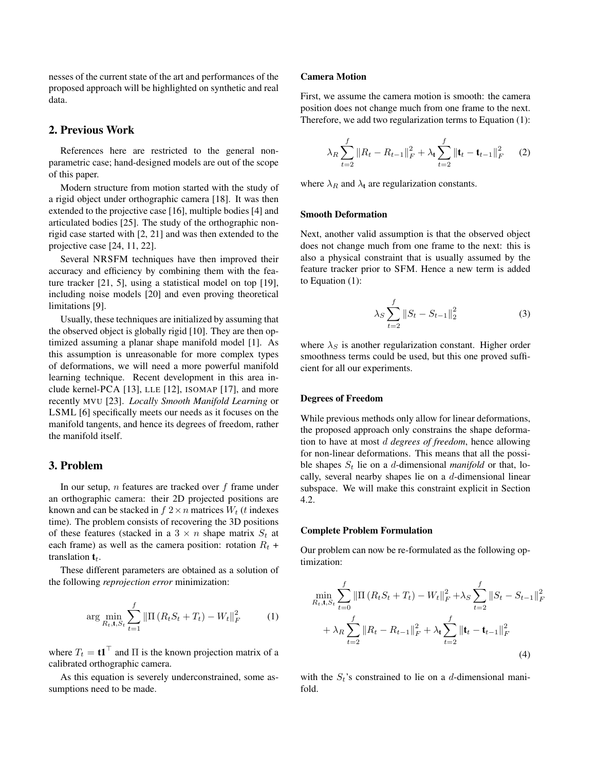nesses of the current state of the art and performances of the proposed approach will be highlighted on synthetic and real data.

## 2. Previous Work

References here are restricted to the general non-parametric case; hand-designed models are out of the scope of this paper.

Modern structure from motion started with the study of a rigid object under orthographic camera [18]. It was then extended to the projective case [16], multiple bodies [4] and articulated bodies [25]. The study of the orthographic non-rigid case started with [2, 21] and was then extended to the projective case [24, 11, 22].

Several NRSFM techniques have then improved their accuracy and efficiency by combining them with the feature tracker [21, 5], using a statistical model on top [19], including noise models [20] and even proving theoretical limitations [9].

Usually, these techniques are initialized by assuming that the observed object is globally rigid [10]. They are then optimized assuming a planar shape manifold model [1]. As this assumption is unreasonable for more complex types of deformations, we will need a more powerful manifold learning technique. Recent development in this area include kernel-PCA [13], LLE [12], ISOMAP [17], and more recently MVU [23]. *Locally Smooth Manifold Learning* or LSML [6] specifically meets our needs as it focuses on the manifold tangents, and hence its degrees of freedom, rather the manifold itself.

## 3. Problem

In our setup, $n$ features are tracked over $f$ frame under an orthographic camera: their 2D projected positions are known and can be stacked in $f$ $2 \times n$ matrices $W_t$ ($t$ indexes time). The problem consists of recovering the 3D positions of these features (stacked in a $3 \times n$ shape matrix $S_t$ at each frame) as well as the camera position: rotation $R_t$ + translation $\mathbf{t}_t$.

These different parameters are obtained as a solution of the following *reprojection error* minimization:

$$\arg \min_{R_t, \mathbf{t}, S_t} \sum_{t=1}^{f} \left\| \Pi \left( R_t S_t + T_t \right) - W_t \right\|_F^2 \tag{1}$$

where $T_t = \mathbf{t}\mathbf{1}^\top$ and $\Pi$ is the known projection matrix of a calibrated orthographic camera.

As this equation is severely underconstrained, some assumptions need to be made.

**Camera Motion**

First, we assume the camera motion is smooth: the camera position does not change much from one frame to the next. Therefore, we add two regularization terms to Equation (1):

$$\lambda_R \sum_{t=2}^{f} \left\| R_t - R_{t-1} \right\|_F^2 + \lambda_{\mathbf{t}} \sum_{t=2}^{f} \left\| \mathbf{t}_t - \mathbf{t}_{t-1} \right\|_F^2 \tag{2}$$

where $\lambda_R$ and $\lambda_{\mathbf{t}}$ are regularization constants.

**Smooth Deformation**

Next, another valid assumption is that the observed object does not change much from one frame to the next: this is also a physical constraint that is usually assumed by the feature tracker prior to SFM. Hence a new term is added to Equation (1):

$$\lambda_S \sum_{t=2}^{f} \left\| S_t - S_{t-1} \right\|_2^2 \tag{3}$$

where $\lambda_S$ is another regularization constant. Higher order smoothness terms could be used, but this one proved sufficient for all our experiments.

**Degrees of Freedom**

While previous methods only allow for linear deformations, the proposed approach only constrains the shape deformation to have at most $d$ *degrees of freedom*, hence allowing for non-linear deformations. This means that all the possible shapes $S_t$ lie on a $d$-dimensional *manifold* or that, locally, several nearby shapes lie on a $d$-dimensional linear subspace. We will make this constraint explicit in Section 4.2.

**Complete Problem Formulation**

Our problem can now be re-formulated as the following optimization:

$$\begin{aligned} \min_{R_t, \mathbf{t}, S_t} \sum_{t=0}^{f} \left\| \Pi \left( R_t S_t + T_t \right) - W_t \right\|_F^2 + \lambda_S \sum_{t=2}^{f} \left\| S_t - S_{t-1} \right\|_F^2 \\ + \lambda_R \sum_{t=2}^{f} \left\| R_t - R_{t-1} \right\|_F^2 + \lambda_{\mathbf{t}} \sum_{t=2}^{f} \left\| \mathbf{t}_t - \mathbf{t}_{t-1} \right\|_F^2 \end{aligned} \tag{4}$$

with the $S_t$'s constrained to lie on a $d$-dimensional manifold.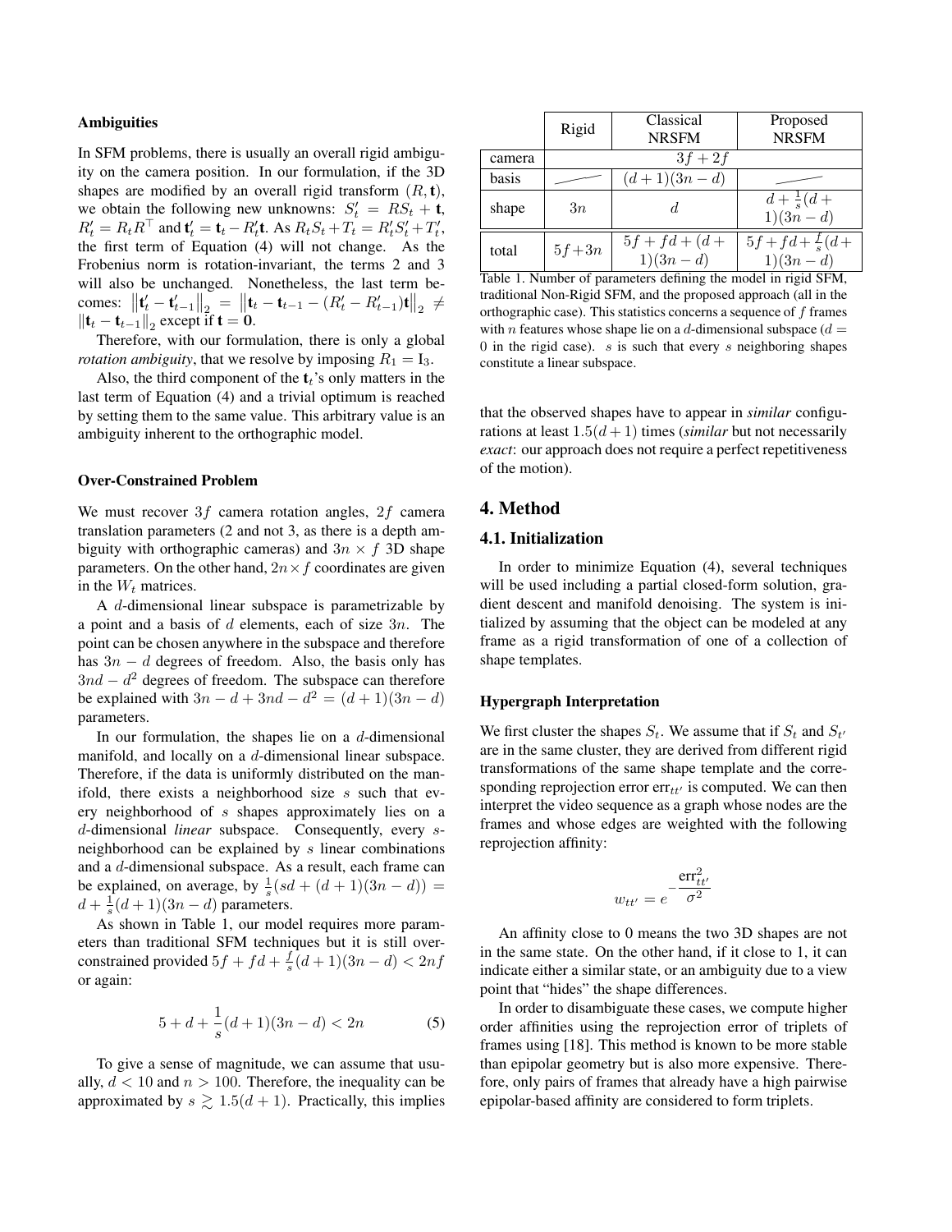#### Ambiguities

In SFM problems, there is usually an overall rigid ambiguity on the camera position. In our formulation, if the 3D shapes are modified by an overall rigid transform $(R, \mathbf{t})$, we obtain the following new unknowns: $S'_t = RS_t + \mathbf{t}$, $R'_t = R_t R^\top$ and $\mathbf{t}'_t = \mathbf{t}_t - R'_t \mathbf{t}$. As $R_t S_t + T_t = R'_t S'_t + T'_t$, the first term of Equation (4) will not change. As the Frobenius norm is rotation-invariant, the terms 2 and 3 will also be unchanged. Nonetheless, the last term becomes: $\left\|\mathbf{t}'_t - \mathbf{t}'_{t-1}\right\|_2 = \left\|\mathbf{t}_t - \mathbf{t}_{t-1} - (R'_t - R'_{t-1})\mathbf{t}\right\|_2 \neq \left\|\mathbf{t}_t - \mathbf{t}_{t-1}\right\|_2$ except if $\mathbf{t} = \mathbf{0}$.

Therefore, with our formulation, there is only a global *rotation ambiguity*, that we resolve by imposing $R_1 = \mathrm{I}_3$.

Also, the third component of the $\mathbf{t}_t$'s only matters in the last term of Equation (4) and a trivial optimum is reached by setting them to the same value. This arbitrary value is an ambiguity inherent to the orthographic model.

#### Over-Constrained Problem

We must recover $3f$ camera rotation angles, $2f$ camera translation parameters (2 and not 3, as there is a depth ambiguity with orthographic cameras) and $3n \times f$ 3D shape parameters. On the other hand, $2n \times f$ coordinates are given in the $W_t$ matrices.

A $d$-dimensional linear subspace is parametrizable by a point and a basis of $d$ elements, each of size $3n$. The point can be chosen anywhere in the subspace and therefore has $3n - d$ degrees of freedom. Also, the basis only has $3nd - d^2$ degrees of freedom. The subspace can therefore be explained with $3n - d + 3nd - d^2 = (d+1)(3n-d)$ parameters.

In our formulation, the shapes lie on a $d$-dimensional manifold, and locally on a $d$-dimensional linear subspace. Therefore, if the data is uniformly distributed on the manifold, there exists a neighborhood size $s$ such that every neighborhood of $s$ shapes approximately lies on a $d$-dimensional *linear* subspace. Consequently, every $s$-neighborhood can be explained by $s$ linear combinations and a $d$-dimensional subspace. As a result, each frame can be explained, on average, by $\frac{1}{s}(sd + (d+1)(3n-d)) = d + \frac{1}{s}(d+1)(3n-d)$ parameters.

As shown in Table 1, our model requires more parameters than traditional SFM techniques but it is still over-constrained provided $5f + fd + \frac{f}{s}(d+1)(3n-d) < 2nf$ or again:

$$5 + d + \frac{1}{s}(d+1)(3n-d) < 2n \tag{5}$$

To give a sense of magnitude, we can assume that usually, $d < 10$ and $n > 100$. Therefore, the inequality can be approximated by $s \gtrsim 1.5(d+1)$. Practically, this implies that the observed shapes have to appear in *similar* configurations at least $1.5(d+1)$ times (*similar* but not necessarily *exact*: our approach does not require a perfect repetitiveness of the motion).

| | Rigid | Classical NRSFM | Proposed NRSFM |
|---|---|---|---|
| camera | $3f + 2f$ | | |
| basis | — | $(d+1)(3n-d)$ | — |
| shape | $3n$ | $d$ | $d + \frac{1}{s}(d+1)(3n-d)$ |
| total | $5f + 3n$ | $5f + fd + (d+1)(3n-d)$ | $5f + fd + \frac{f}{s}(d+1)(3n-d)$ |

Table 1. Number of parameters defining the model in rigid SFM, traditional Non-Rigid SFM, and the proposed approach (all in the orthographic case). This statistics concerns a sequence of $f$ frames with $n$ features whose shape lie on a $d$-dimensional subspace ($d = 0$ in the rigid case). $s$ is such that every $s$ neighboring shapes constitute a linear subspace.

## 4. Method

### 4.1. Initialization

In order to minimize Equation (4), several techniques will be used including a partial closed-form solution, gradient descent and manifold denoising. The system is initialized by assuming that the object can be modeled at any frame as a rigid transformation of one of a collection of shape templates.

#### Hypergraph Interpretation

We first cluster the shapes $S_t$. We assume that if $S_t$ and $S_{t'}$ are in the same cluster, they are derived from different rigid transformations of the same shape template and the corresponding reprojection error $\mathrm{err}_{tt'}$ is computed. We can then interpret the video sequence as a graph whose nodes are the frames and whose edges are weighted with the following reprojection affinity:

$$w_{tt'} = e^{-\frac{\mathrm{err}_{tt'}^2}{\sigma^2}}$$

An affinity close to 0 means the two 3D shapes are not in the same state. On the other hand, if it close to 1, it can indicate either a similar state, or an ambiguity due to a view point that "hides" the shape differences.

In order to disambiguate these cases, we compute higher order affinities using the reprojection error of triplets of frames using [18]. This method is known to be more stable than epipolar geometry but is also more expensive. Therefore, only pairs of frames that already have a high pairwise epipolar-based affinity are considered to form triplets.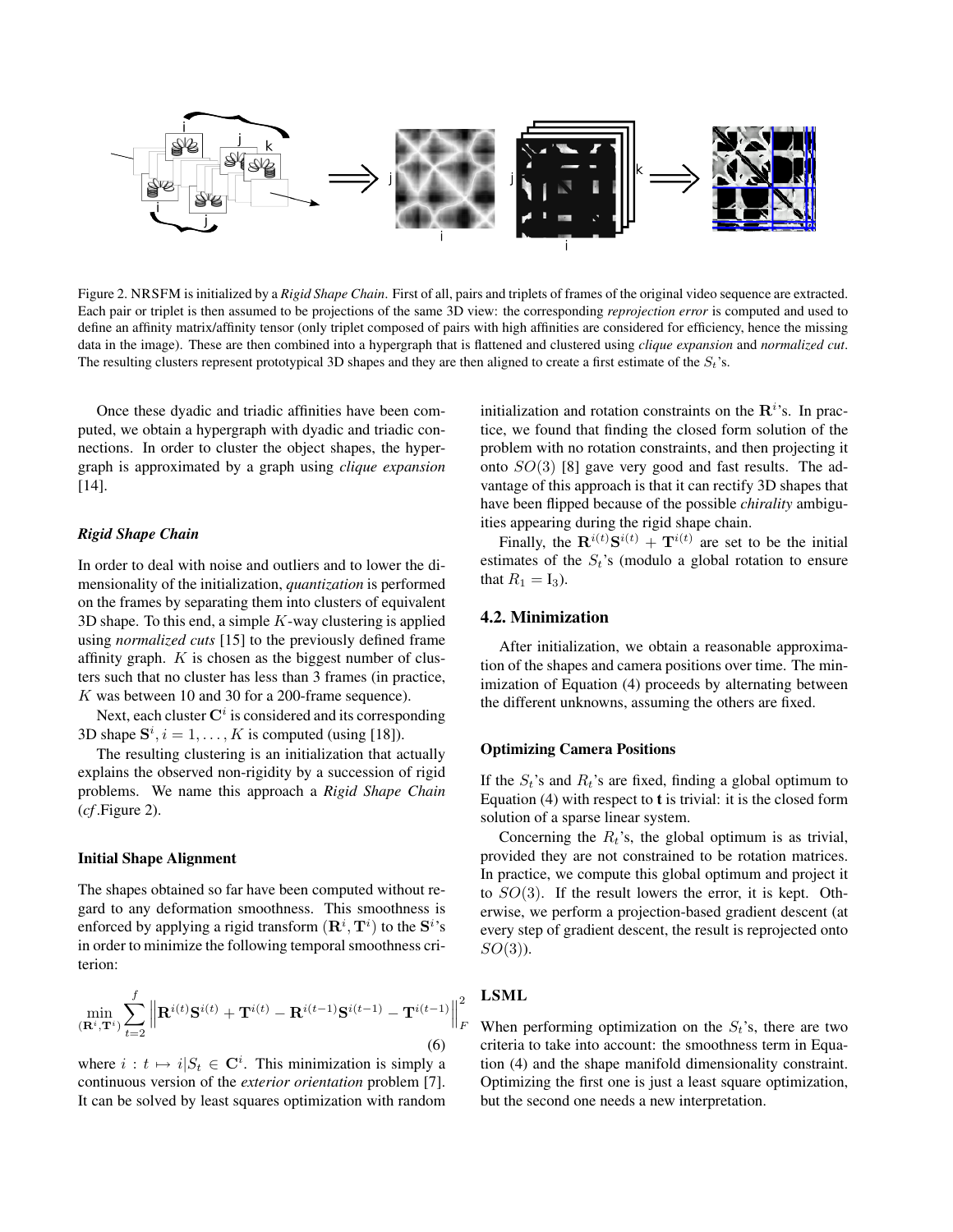Figure 2. NRSFM is initialized by a *Rigid Shape Chain*. First of all, pairs and triplets of frames of the original video sequence are extracted. Each pair or triplet is then assumed to be projections of the same 3D view: the corresponding *reprojection error* is computed and used to define an affinity matrix/affinity tensor (only triplet composed of pairs with high affinities are considered for efficiency, hence the missing data in the image). These are then combined into a hypergraph that is flattened and clustered using *clique expansion* and *normalized cut*. The resulting clusters represent prototypical 3D shapes and they are then aligned to create a first estimate of the $S_t$'s.

Once these dyadic and triadic affinities have been computed, we obtain a hypergraph with dyadic and triadic connections. In order to cluster the object shapes, the hypergraph is approximated by a graph using *clique expansion* [14].

#### *Rigid Shape Chain*

In order to deal with noise and outliers and to lower the dimensionality of the initialization, *quantization* is performed on the frames by separating them into clusters of equivalent 3D shape. To this end, a simple $K$-way clustering is applied using *normalized cuts* [15] to the previously defined frame affinity graph. $K$ is chosen as the biggest number of clusters such that no cluster has less than 3 frames (in practice, $K$ was between 10 and 30 for a 200-frame sequence).

Next, each cluster $\mathbf{C}^i$ is considered and its corresponding 3D shape $\mathbf{S}^i, i = 1, \ldots, K$ is computed (using [18]).

The resulting clustering is an initialization that actually explains the observed non-rigidity by a succession of rigid problems. We name this approach a *Rigid Shape Chain* (*cf*.Figure 2).

#### Initial Shape Alignment

The shapes obtained so far have been computed without regard to any deformation smoothness. This smoothness is enforced by applying a rigid transform $(\mathbf{R}^i, \mathbf{T}^i)$ to the $\mathbf{S}^i$'s in order to minimize the following temporal smoothness criterion:

$$\min_{(\mathbf{R}^i, \mathbf{T}^i)} \sum_{t=2}^{f} \left\| \mathbf{R}^{i(t)}\mathbf{S}^{i(t)} + \mathbf{T}^{i(t)} - \mathbf{R}^{i(t-1)}\mathbf{S}^{i(t-1)} - \mathbf{T}^{i(t-1)} \right\|_F^2 \tag{6}$$

where $i : t \mapsto i | S_t \in \mathbf{C}^i$. This minimization is simply a continuous version of the *exterior orientation* problem [7]. It can be solved by least squares optimization with random initialization and rotation constraints on the $\mathbf{R}^i$'s. In practice, we found that finding the closed form solution of the problem with no rotation constraints, and then projecting it onto $SO(3)$ [8] gave very good and fast results. The advantage of this approach is that it can rectify 3D shapes that have been flipped because of the possible *chirality* ambiguities appearing during the rigid shape chain.

Finally, the $\mathbf{R}^{i(t)}\mathbf{S}^{i(t)} + \mathbf{T}^{i(t)}$ are set to be the initial estimates of the $S_t$'s (modulo a global rotation to ensure that $R_1 = \mathrm{I}_3$).

### 4.2. Minimization

After initialization, we obtain a reasonable approximation of the shapes and camera positions over time. The minimization of Equation (4) proceeds by alternating between the different unknowns, assuming the others are fixed.

#### Optimizing Camera Positions

If the $S_t$'s and $R_t$'s are fixed, finding a global optimum to Equation (4) with respect to $\mathbf{t}$ is trivial: it is the closed form solution of a sparse linear system.

Concerning the $R_t$'s, the global optimum is as trivial, provided they are not constrained to be rotation matrices. In practice, we compute this global optimum and project it to $SO(3)$. If the result lowers the error, it is kept. Otherwise, we perform a projection-based gradient descent (at every step of gradient descent, the result is reprojected onto $SO(3)$).

#### LSML

When performing optimization on the $S_t$'s, there are two criteria to take into account: the smoothness term in Equation (4) and the shape manifold dimensionality constraint. Optimizing the first one is just a least square optimization, but the second one needs a new interpretation.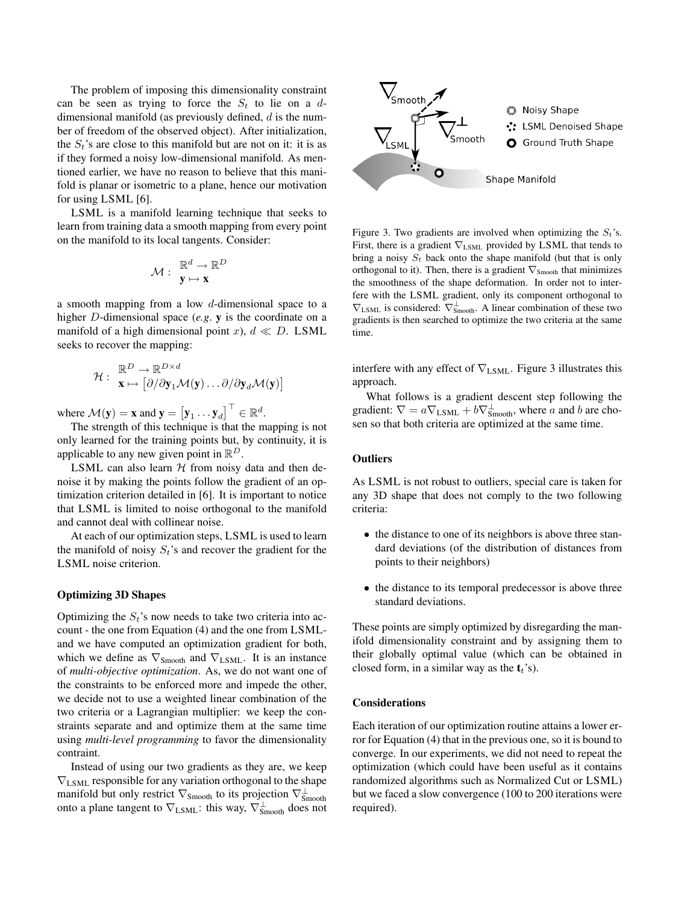The problem of imposing this dimensionality constraint can be seen as trying to force the $S_t$ to lie on a $d$-dimensional manifold (as previously defined, $d$ is the number of freedom of the observed object). After initialization, the $S_t$'s are close to this manifold but are not on it: it is as if they formed a noisy low-dimensional manifold. As mentioned earlier, we have no reason to believe that this manifold is planar or isometric to a plane, hence our motivation for using LSML [6].

LSML is a manifold learning technique that seeks to learn from training data a smooth mapping from every point on the manifold to its local tangents. Consider:

$$\mathcal{M} : \begin{array}{l} \mathbb{R}^d \rightarrow \mathbb{R}^D \\ \mathbf{y} \mapsto \mathbf{x} \end{array}$$

a smooth mapping from a low $d$-dimensional space to a higher $D$-dimensional space (*e.g.* $\mathbf{y}$ is the coordinate on a manifold of a high dimensional point $x$), $d \ll D$. LSML seeks to recover the mapping:

$$\mathcal{H} : \begin{array}{l} \mathbb{R}^D \rightarrow \mathbb{R}^{D \times d} \\ \mathbf{x} \mapsto \left[ \partial / \partial \mathbf{y}_1 \mathcal{M}(\mathbf{y}) \ldots \partial / \partial \mathbf{y}_d \mathcal{M}(\mathbf{y}) \right] \end{array}$$

where $\mathcal{M}(\mathbf{y}) = \mathbf{x}$ and $\mathbf{y} = \left[ \mathbf{y}_1 \ldots \mathbf{y}_d \right]^\top \in \mathbb{R}^d$.

The strength of this technique is that the mapping is not only learned for the training points but, by continuity, it is applicable to any new given point in $\mathbb{R}^D$.

LSML can also learn $\mathcal{H}$ from noisy data and then denoise it by making the points follow the gradient of an optimization criterion detailed in [6]. It is important to notice that LSML is limited to noise orthogonal to the manifold and cannot deal with collinear noise.

At each of our optimization steps, LSML is used to learn the manifold of noisy $S_t$'s and recover the gradient for the LSML noise criterion.

### Optimizing 3D Shapes

Optimizing the $S_t$'s now needs to take two criteria into account - the one from Equation (4) and the one from LSML- and we have computed an optimization gradient for both, which we define as $\nabla_{\text{Smooth}}$ and $\nabla_{\text{LSML}}$. It is an instance of *multi-objective optimization*. As, we do not want one of the constraints to be enforced more and impede the other, we decide not to use a weighted linear combination of the two criteria or a Lagrangian multiplier: we keep the constraints separate and and optimize them at the same time using *multi-level programming* to favor the dimensionality contraint.

Instead of using our two gradients as they are, we keep $\nabla_{\text{LSML}}$ responsible for any variation orthogonal to the shape manifold but only restrict $\nabla_{\text{Smooth}}$ to its projection $\nabla_{\text{Smooth}}^{\perp}$ onto a plane tangent to $\nabla_{\text{LSML}}$: this way, $\nabla_{\text{Smooth}}^{\perp}$ does not interfere with any effect of $\nabla_{\text{LSML}}$. Figure 3 illustrates this approach.

Figure 3. Two gradients are involved when optimizing the $S_t$'s. First, there is a gradient $\nabla_{\text{LSML}}$ provided by LSML that tends to bring a noisy $S_t$ back onto the shape manifold (but that is only orthogonal to it). Then, there is a gradient $\nabla_{\text{Smooth}}$ that minimizes the smoothness of the shape deformation. In order not to interfere with the LSML gradient, only its component orthogonal to $\nabla_{\text{LSML}}$ is considered: $\nabla_{\text{Smooth}}^{\perp}$. A linear combination of these two gradients is then searched to optimize the two criteria at the same time.

What follows is a gradient descent step following the gradient: $\nabla = a\nabla_{\text{LSML}} + b\nabla_{\text{Smooth}}^{\perp}$, where $a$ and $b$ are chosen so that both criteria are optimized at the same time.

### Outliers

As LSML is not robust to outliers, special care is taken for any 3D shape that does not comply to the two following criteria:

- the distance to one of its neighbors is above three standard deviations (of the distribution of distances from points to their neighbors)
- the distance to its temporal predecessor is above three standard deviations.

These points are simply optimized by disregarding the manifold dimensionality constraint and by assigning them to their globally optimal value (which can be obtained in closed form, in a similar way as the $\mathbf{t}_t$'s).

### Considerations

Each iteration of our optimization routine attains a lower error for Equation (4) that in the previous one, so it is bound to converge. In our experiments, we did not need to repeat the optimization (which could have been useful as it contains randomized algorithms such as Normalized Cut or LSML) but we faced a slow convergence (100 to 200 iterations were required).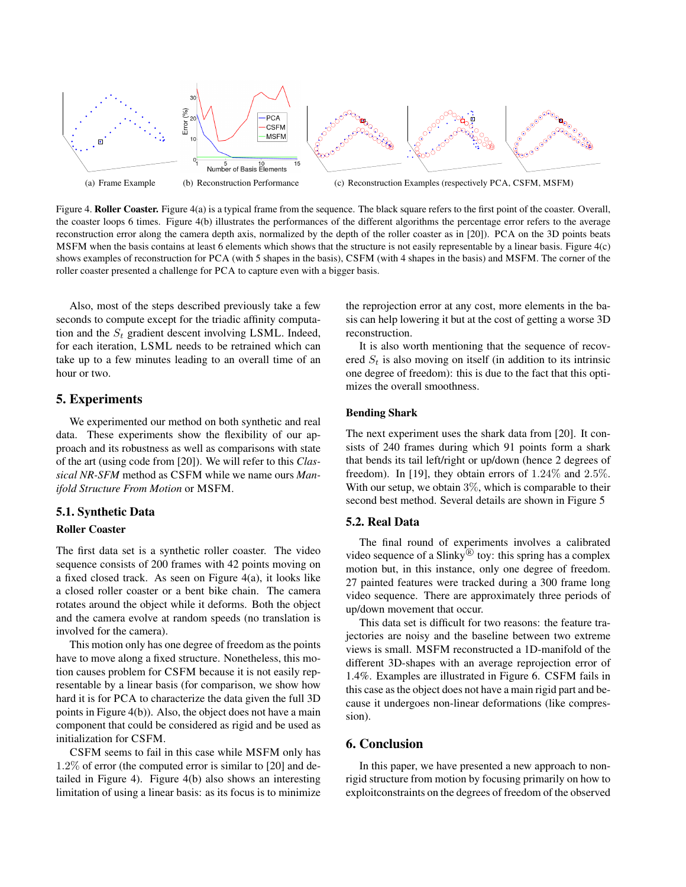(a) Frame Example (b) Reconstruction Performance (c) Reconstruction Examples (respectively PCA, CSFM, MSFM)

Figure 4. **Roller Coaster.** Figure 4(a) is a typical frame from the sequence. The black square refers to the first point of the coaster. Overall, the coaster loops 6 times. Figure 4(b) illustrates the performances of the different algorithms the percentage error refers to the average reconstruction error along the camera depth axis, normalized by the depth of the roller coaster as in [20]). PCA on the 3D points beats MSFM when the basis contains at least 6 elements which shows that the structure is not easily representable by a linear basis. Figure 4(c) shows examples of reconstruction for PCA (with 5 shapes in the basis), CSFM (with 4 shapes in the basis) and MSFM. The corner of the roller coaster presented a challenge for PCA to capture even with a bigger basis.

Also, most of the steps described previously take a few seconds to compute except for the triadic affinity computation and the $S_t$ gradient descent involving LSML. Indeed, for each iteration, LSML needs to be retrained which can take up to a few minutes leading to an overall time of an hour or two.

## 5. Experiments

We experimented our method on both synthetic and real data. These experiments show the flexibility of our approach and its robustness as well as comparisons with state of the art (using code from [20]). We will refer to this *Classical NR-SFM* method as CSFM while we name ours *Manifold Structure From Motion* or MSFM.

### 5.1. Synthetic Data

**Roller Coaster**

The first data set is a synthetic roller coaster. The video sequence consists of 200 frames with 42 points moving on a fixed closed track. As seen on Figure 4(a), it looks like a closed roller coaster or a bent bike chain. The camera rotates around the object while it deforms. Both the object and the camera evolve at random speeds (no translation is involved for the camera).

This motion only has one degree of freedom as the points have to move along a fixed structure. Nonetheless, this motion causes problem for CSFM because it is not easily representable by a linear basis (for comparison, we show how hard it is for PCA to characterize the data given the full 3D points in Figure 4(b)). Also, the object does not have a main component that could be considered as rigid and be used as initialization for CSFM.

CSFM seems to fail in this case while MSFM only has $1.2\%$ of error (the computed error is similar to [20] and detailed in Figure 4). Figure 4(b) also shows an interesting limitation of using a linear basis: as its focus is to minimize the reprojection error at any cost, more elements in the basis can help lowering it but at the cost of getting a worse 3D reconstruction.

It is also worth mentioning that the sequence of recovered $S_t$ is also moving on itself (in addition to its intrinsic one degree of freedom): this is due to the fact that this optimizes the overall smoothness.

**Bending Shark**

The next experiment uses the shark data from [20]. It consists of 240 frames during which 91 points form a shark that bends its tail left/right or up/down (hence 2 degrees of freedom). In [19], they obtain errors of $1.24\%$ and $2.5\%$. With our setup, we obtain $3\%$, which is comparable to their second best method. Several details are shown in Figure 5

### 5.2. Real Data

The final round of experiments involves a calibrated video sequence of a Slinky® toy: this spring has a complex motion but, in this instance, only one degree of freedom. 27 painted features were tracked during a 300 frame long video sequence. There are approximately three periods of up/down movement that occur.

This data set is difficult for two reasons: the feature trajectories are noisy and the baseline between two extreme views is small. MSFM reconstructed a 1D-manifold of the different 3D-shapes with an average reprojection error of $1.4\%$. Examples are illustrated in Figure 6. CSFM fails in this case as the object does not have a main rigid part and because it undergoes non-linear deformations (like compression).

## 6. Conclusion

In this paper, we have presented a new approach to non-rigid structure from motion by focusing primarily on how to exploitconstraints on the degrees of freedom of the observed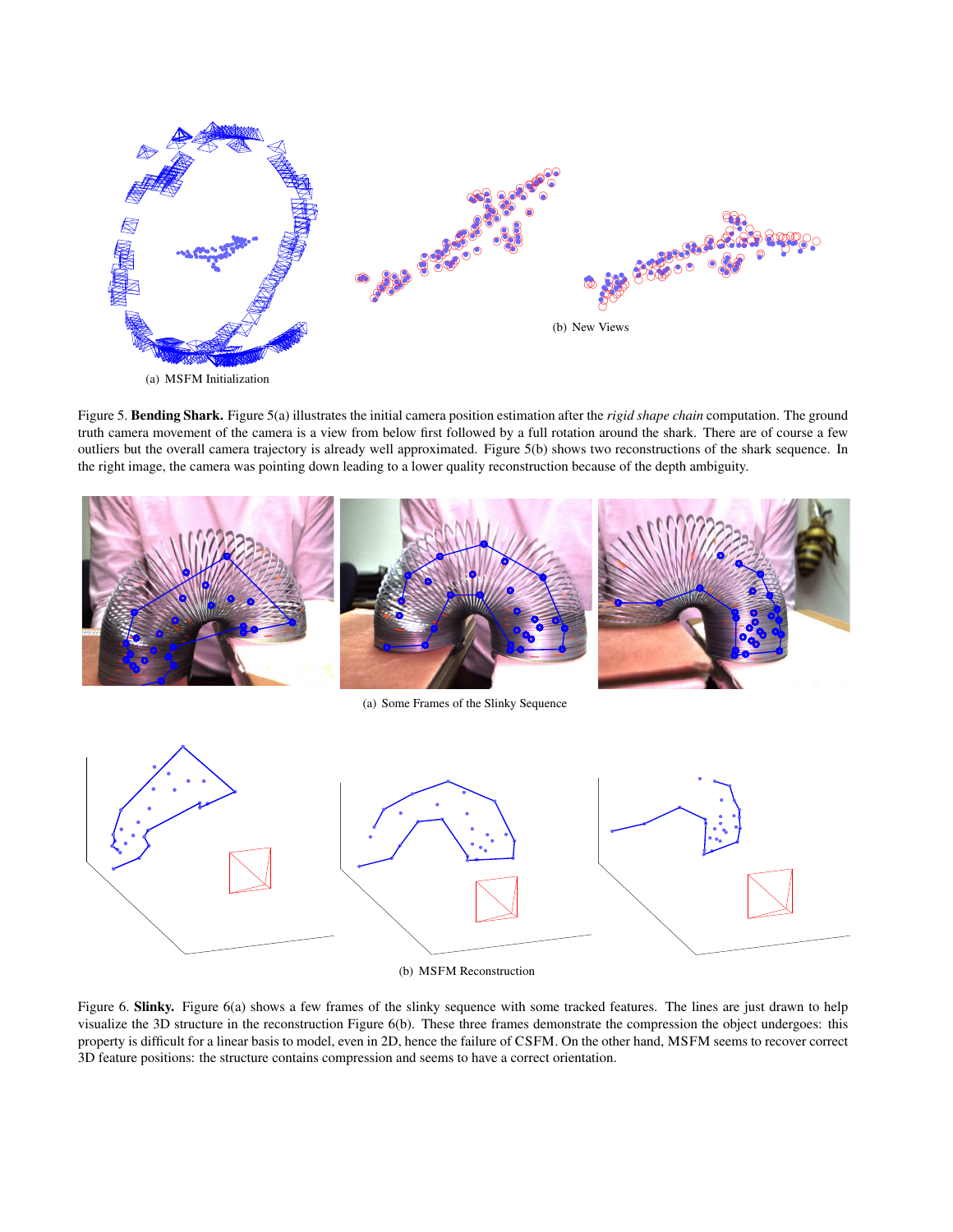(a) MSFM Initialization

(b) New Views

Figure 5. **Bending Shark.** Figure 5(a) illustrates the initial camera position estimation after the *rigid shape chain* computation. The ground truth camera movement of the camera is a view from below first followed by a full rotation around the shark. There are of course a few outliers but the overall camera trajectory is already well approximated. Figure 5(b) shows two reconstructions of the shark sequence. In the right image, the camera was pointing down leading to a lower quality reconstruction because of the depth ambiguity.

(a) Some Frames of the Slinky Sequence

(b) MSFM Reconstruction

Figure 6. **Slinky.** Figure 6(a) shows a few frames of the slinky sequence with some tracked features. The lines are just drawn to help visualize the 3D structure in the reconstruction Figure 6(b). These three frames demonstrate the compression the object undergoes: this property is difficult for a linear basis to model, even in 2D, hence the failure of CSFM. On the other hand, MSFM seems to recover correct 3D feature positions: the structure contains compression and seems to have a correct orientation.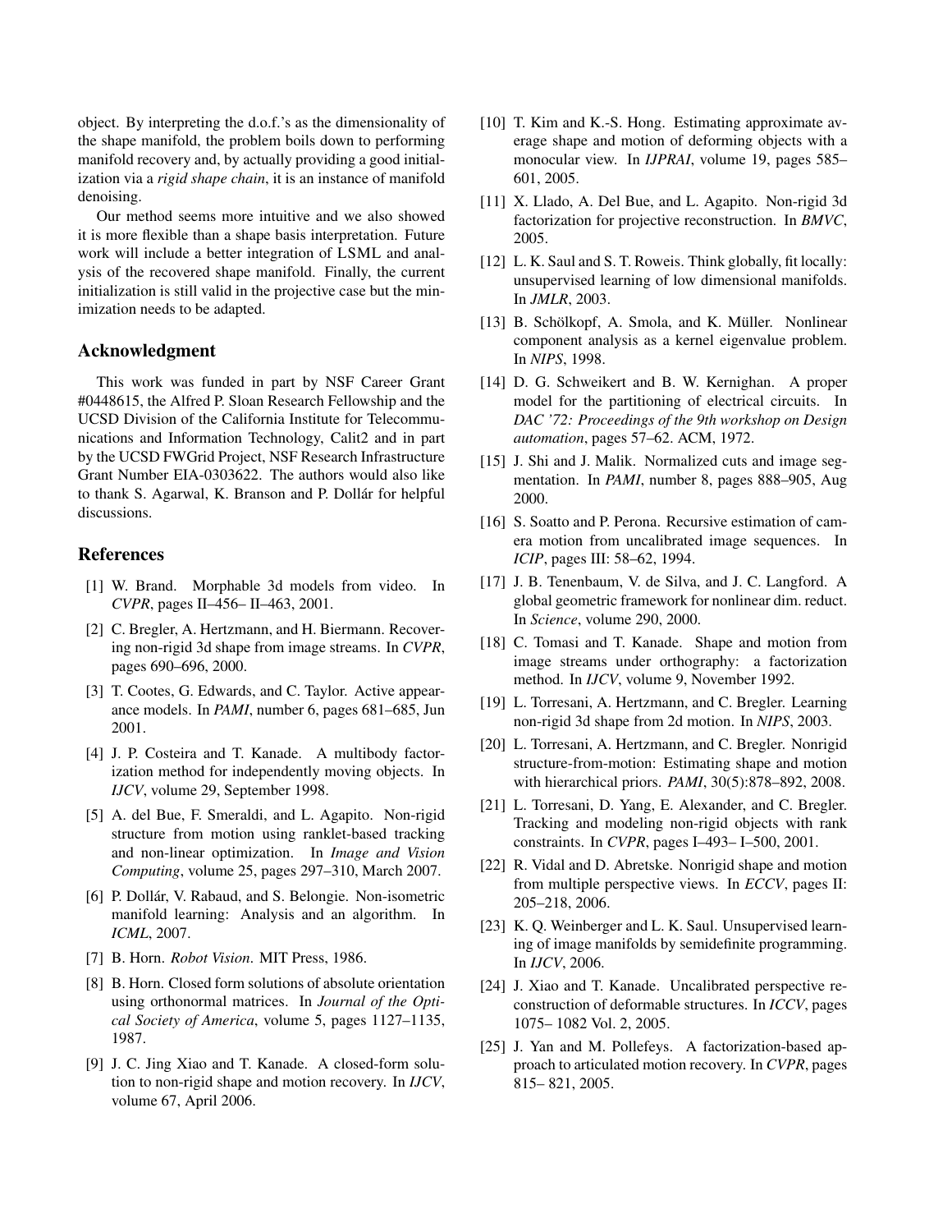object. By interpreting the d.o.f.'s as the dimensionality of the shape manifold, the problem boils down to performing manifold recovery and, by actually providing a good initialization via a *rigid shape chain*, it is an instance of manifold denoising.

Our method seems more intuitive and we also showed it is more flexible than a shape basis interpretation. Future work will include a better integration of LSML and analysis of the recovered shape manifold. Finally, the current initialization is still valid in the projective case but the minimization needs to be adapted.

## Acknowledgment

This work was funded in part by NSF Career Grant #0448615, the Alfred P. Sloan Research Fellowship and the UCSD Division of the California Institute for Telecommunications and Information Technology, Calit2 and in part by the UCSD FWGrid Project, NSF Research Infrastructure Grant Number EIA-0303622. The authors would also like to thank S. Agarwal, K. Branson and P. Dollár for helpful discussions.

## References

[1] W. Brand. Morphable 3d models from video. In *CVPR*, pages II–456– II–463, 2001.

[2] C. Bregler, A. Hertzmann, and H. Biermann. Recovering non-rigid 3d shape from image streams. In *CVPR*, pages 690–696, 2000.

[3] T. Cootes, G. Edwards, and C. Taylor. Active appearance models. In *PAMI*, number 6, pages 681–685, Jun 2001.

[4] J. P. Costeira and T. Kanade. A multibody factorization method for independently moving objects. In *IJCV*, volume 29, September 1998.

[5] A. del Bue, F. Smeraldi, and L. Agapito. Non-rigid structure from motion using ranklet-based tracking and non-linear optimization. In *Image and Vision Computing*, volume 25, pages 297–310, March 2007.

[6] P. Dollár, V. Rabaud, and S. Belongie. Non-isometric manifold learning: Analysis and an algorithm. In *ICML*, 2007.

[7] B. Horn. *Robot Vision*. MIT Press, 1986.

[8] B. Horn. Closed form solutions of absolute orientation using orthonormal matrices. In *Journal of the Optical Society of America*, volume 5, pages 1127–1135, 1987.

[9] J. C. Jing Xiao and T. Kanade. A closed-form solution to non-rigid shape and motion recovery. In *IJCV*, volume 67, April 2006.

[10] T. Kim and K.-S. Hong. Estimating approximate average shape and motion of deforming objects with a monocular view. In *IJPRAI*, volume 19, pages 585–601, 2005.

[11] X. Llado, A. Del Bue, and L. Agapito. Non-rigid 3d factorization for projective reconstruction. In *BMVC*, 2005.

[12] L. K. Saul and S. T. Roweis. Think globally, fit locally: unsupervised learning of low dimensional manifolds. In *JMLR*, 2003.

[13] B. Schölkopf, A. Smola, and K. Müller. Nonlinear component analysis as a kernel eigenvalue problem. In *NIPS*, 1998.

[14] D. G. Schweikert and B. W. Kernighan. A proper model for the partitioning of electrical circuits. In *DAC '72: Proceedings of the 9th workshop on Design automation*, pages 57–62. ACM, 1972.

[15] J. Shi and J. Malik. Normalized cuts and image segmentation. In *PAMI*, number 8, pages 888–905, Aug 2000.

[16] S. Soatto and P. Perona. Recursive estimation of camera motion from uncalibrated image sequences. In *ICIP*, pages III: 58–62, 1994.

[17] J. B. Tenenbaum, V. de Silva, and J. C. Langford. A global geometric framework for nonlinear dim. reduct. In *Science*, volume 290, 2000.

[18] C. Tomasi and T. Kanade. Shape and motion from image streams under orthography: a factorization method. In *IJCV*, volume 9, November 1992.

[19] L. Torresani, A. Hertzmann, and C. Bregler. Learning non-rigid 3d shape from 2d motion. In *NIPS*, 2003.

[20] L. Torresani, A. Hertzmann, and C. Bregler. Nonrigid structure-from-motion: Estimating shape and motion with hierarchical priors. *PAMI*, 30(5):878–892, 2008.

[21] L. Torresani, D. Yang, E. Alexander, and C. Bregler. Tracking and modeling non-rigid objects with rank constraints. In *CVPR*, pages I–493– I–500, 2001.

[22] R. Vidal and D. Abretske. Nonrigid shape and motion from multiple perspective views. In *ECCV*, pages II: 205–218, 2006.

[23] K. Q. Weinberger and L. K. Saul. Unsupervised learning of image manifolds by semidefinite programming. In *IJCV*, 2006.

[24] J. Xiao and T. Kanade. Uncalibrated perspective reconstruction of deformable structures. In *ICCV*, pages 1075– 1082 Vol. 2, 2005.

[25] J. Yan and M. Pollefeys. A factorization-based approach to articulated motion recovery. In *CVPR*, pages 815– 821, 2005.